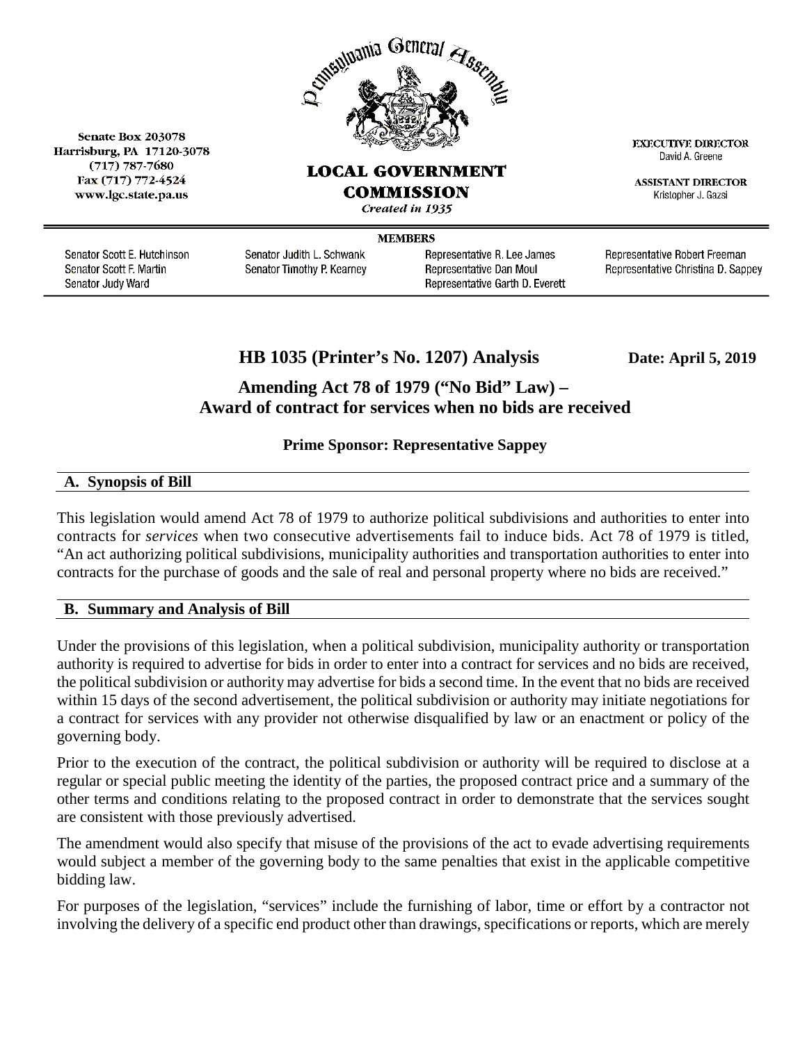Senate Box 203078
Harrisburg, PA 17120-3078
(717) 787-7680
Fax (717) 772-4524
www.lgc.state.pa.us

Pennsylvania General Assembly

**LOCAL GOVERNMENT COMMISSION**
*Created in 1935*

**EXECUTIVE DIRECTOR**
David A. Greene

**ASSISTANT DIRECTOR**
Kristopher J. Gazsi

**MEMBERS**

Senator Scott E. Hutchinson
Senator Scott F. Martin
Senator Judy Ward
Senator Judith L. Schwank
Senator Timothy P. Kearney
Representative R. Lee James
Representative Dan Moul
Representative Garth D. Everett
Representative Robert Freeman
Representative Christina D. Sappey

# HB 1035 (Printer's No. 1207) Analysis

**Date: April 5, 2019**

## Amending Act 78 of 1979 ("No Bid" Law) – Award of contract for services when no bids are received

**Prime Sponsor: Representative Sappey**

### A. Synopsis of Bill

This legislation would amend Act 78 of 1979 to authorize political subdivisions and authorities to enter into contracts for *services* when two consecutive advertisements fail to induce bids. Act 78 of 1979 is titled, "An act authorizing political subdivisions, municipality authorities and transportation authorities to enter into contracts for the purchase of goods and the sale of real and personal property where no bids are received."

### B. Summary and Analysis of Bill

Under the provisions of this legislation, when a political subdivision, municipality authority or transportation authority is required to advertise for bids in order to enter into a contract for services and no bids are received, the political subdivision or authority may advertise for bids a second time. In the event that no bids are received within 15 days of the second advertisement, the political subdivision or authority may initiate negotiations for a contract for services with any provider not otherwise disqualified by law or an enactment or policy of the governing body.

Prior to the execution of the contract, the political subdivision or authority will be required to disclose at a regular or special public meeting the identity of the parties, the proposed contract price and a summary of the other terms and conditions relating to the proposed contract in order to demonstrate that the services sought are consistent with those previously advertised.

The amendment would also specify that misuse of the provisions of the act to evade advertising requirements would subject a member of the governing body to the same penalties that exist in the applicable competitive bidding law.

For purposes of the legislation, "services" include the furnishing of labor, time or effort by a contractor not involving the delivery of a specific end product other than drawings, specifications or reports, which are merely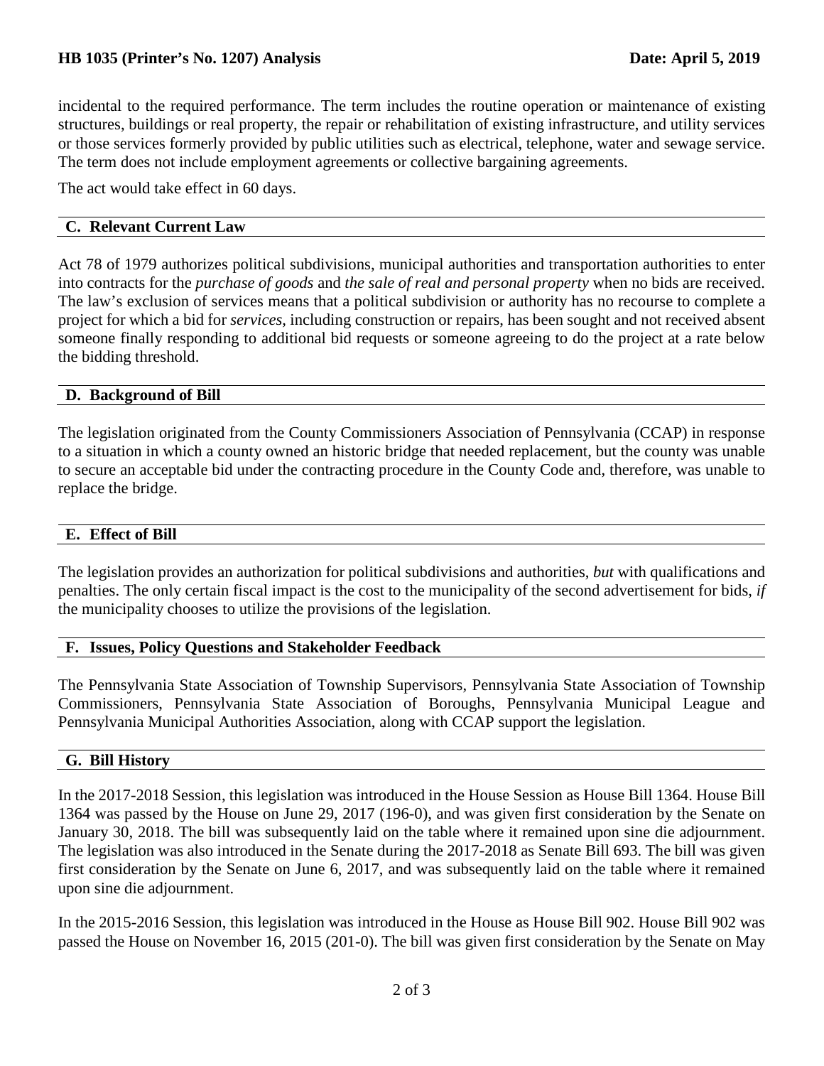incidental to the required performance. The term includes the routine operation or maintenance of existing structures, buildings or real property, the repair or rehabilitation of existing infrastructure, and utility services or those services formerly provided by public utilities such as electrical, telephone, water and sewage service. The term does not include employment agreements or collective bargaining agreements.

The act would take effect in 60 days.

## C. Relevant Current Law

Act 78 of 1979 authorizes political subdivisions, municipal authorities and transportation authorities to enter into contracts for the *purchase of goods* and *the sale of real and personal property* when no bids are received. The law's exclusion of services means that a political subdivision or authority has no recourse to complete a project for which a bid for *services*, including construction or repairs, has been sought and not received absent someone finally responding to additional bid requests or someone agreeing to do the project at a rate below the bidding threshold.

## D. Background of Bill

The legislation originated from the County Commissioners Association of Pennsylvania (CCAP) in response to a situation in which a county owned an historic bridge that needed replacement, but the county was unable to secure an acceptable bid under the contracting procedure in the County Code and, therefore, was unable to replace the bridge.

## E. Effect of Bill

The legislation provides an authorization for political subdivisions and authorities, *but* with qualifications and penalties. The only certain fiscal impact is the cost to the municipality of the second advertisement for bids, *if* the municipality chooses to utilize the provisions of the legislation.

## F. Issues, Policy Questions and Stakeholder Feedback

The Pennsylvania State Association of Township Supervisors, Pennsylvania State Association of Township Commissioners, Pennsylvania State Association of Boroughs, Pennsylvania Municipal League and Pennsylvania Municipal Authorities Association, along with CCAP support the legislation.

## G. Bill History

In the 2017-2018 Session, this legislation was introduced in the House Session as House Bill 1364. House Bill 1364 was passed by the House on June 29, 2017 (196-0), and was given first consideration by the Senate on January 30, 2018. The bill was subsequently laid on the table where it remained upon sine die adjournment. The legislation was also introduced in the Senate during the 2017-2018 as Senate Bill 693. The bill was given first consideration by the Senate on June 6, 2017, and was subsequently laid on the table where it remained upon sine die adjournment.

In the 2015-2016 Session, this legislation was introduced in the House as House Bill 902. House Bill 902 was passed the House on November 16, 2015 (201-0). The bill was given first consideration by the Senate on May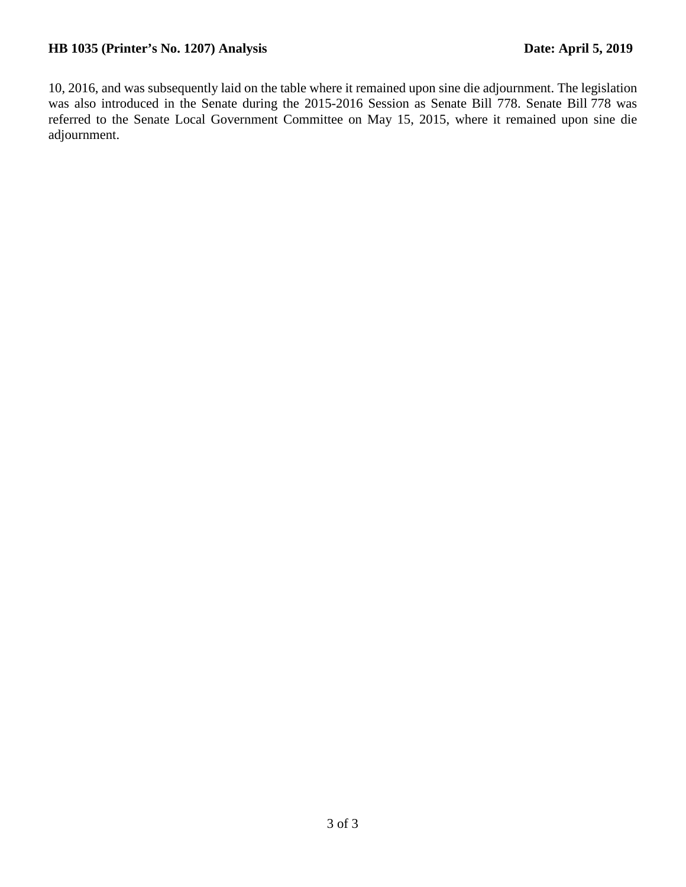10, 2016, and was subsequently laid on the table where it remained upon sine die adjournment. The legislation was also introduced in the Senate during the 2015-2016 Session as Senate Bill 778. Senate Bill 778 was referred to the Senate Local Government Committee on May 15, 2015, where it remained upon sine die adjournment.